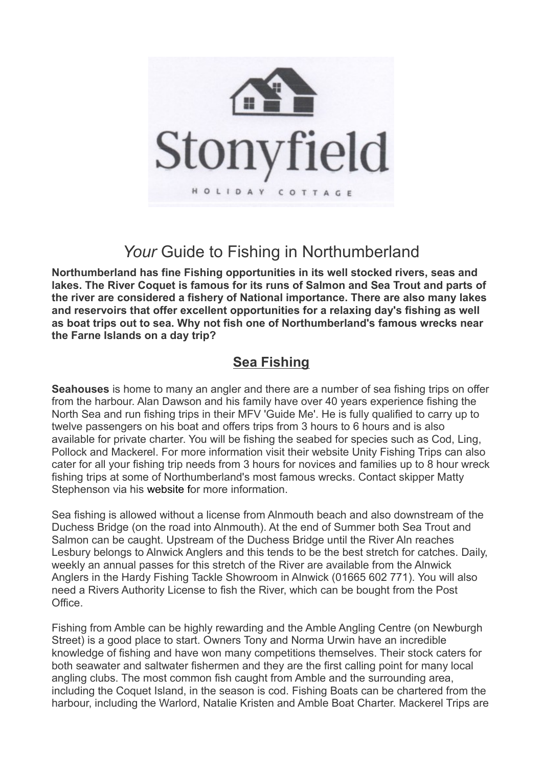Stonyfield

HOLIDAY COTTAGE

# *Your* Guide to Fishing in Northumberland

**Northumberland has fine Fishing opportunities in its well stocked rivers, seas and lakes. The River Coquet is famous for its runs of Salmon and Sea Trout and parts of the river are considered a fishery of National importance. There are also many lakes and reservoirs that offer excellent opportunities for a relaxing day's fishing as well as boat trips out to sea. Why not fish one of Northumberland's famous wrecks near the Farne Islands on a day trip?**

## Sea Fishing

**Seahouses** is home to many an angler and there are a number of sea fishing trips on offer from the harbour. Alan Dawson and his family have over 40 years experience fishing the North Sea and run fishing trips in their MFV 'Guide Me'. He is fully qualified to carry up to twelve passengers on his boat and offers trips from 3 hours to 6 hours and is also available for private charter. You will be fishing the seabed for species such as Cod, Ling, Pollock and Mackerel. For more information visit their website Unity Fishing Trips can also cater for all your fishing trip needs from 3 hours for novices and families up to 8 hour wreck fishing trips at some of Northumberland's most famous wrecks. Contact skipper Matty Stephenson via his website for more information.

Sea fishing is allowed without a license from Alnmouth beach and also downstream of the Duchess Bridge (on the road into Alnmouth). At the end of Summer both Sea Trout and Salmon can be caught. Upstream of the Duchess Bridge until the River Aln reaches Lesbury belongs to Alnwick Anglers and this tends to be the best stretch for catches. Daily, weekly an annual passes for this stretch of the River are available from the Alnwick Anglers in the Hardy Fishing Tackle Showroom in Alnwick (01665 602 771). You will also need a Rivers Authority License to fish the River, which can be bought from the Post Office.

Fishing from Amble can be highly rewarding and the Amble Angling Centre (on Newburgh Street) is a good place to start. Owners Tony and Norma Urwin have an incredible knowledge of fishing and have won many competitions themselves. Their stock caters for both seawater and saltwater fishermen and they are the first calling point for many local angling clubs. The most common fish caught from Amble and the surrounding area, including the Coquet Island, in the season is cod. Fishing Boats can be chartered from the harbour, including the Warlord, Natalie Kristen and Amble Boat Charter. Mackerel Trips are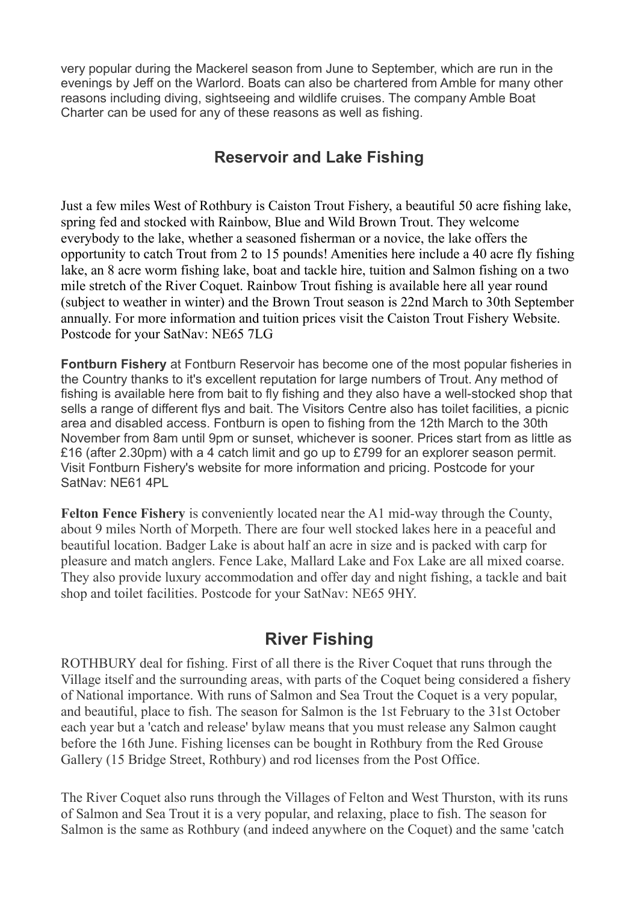very popular during the Mackerel season from June to September, which are run in the evenings by Jeff on the Warlord. Boats can also be chartered from Amble for many other reasons including diving, sightseeing and wildlife cruises. The company Amble Boat Charter can be used for any of these reasons as well as fishing.

## Reservoir and Lake Fishing

Just a few miles West of Rothbury is Caiston Trout Fishery, a beautiful 50 acre fishing lake, spring fed and stocked with Rainbow, Blue and Wild Brown Trout. They welcome everybody to the lake, whether a seasoned fisherman or a novice, the lake offers the opportunity to catch Trout from 2 to 15 pounds! Amenities here include a 40 acre fly fishing lake, an 8 acre worm fishing lake, boat and tackle hire, tuition and Salmon fishing on a two mile stretch of the River Coquet. Rainbow Trout fishing is available here all year round (subject to weather in winter) and the Brown Trout season is 22nd March to 30th September annually. For more information and tuition prices visit the Caiston Trout Fishery Website. Postcode for your SatNav: NE65 7LG

**Fontburn Fishery** at Fontburn Reservoir has become one of the most popular fisheries in the Country thanks to it's excellent reputation for large numbers of Trout. Any method of fishing is available here from bait to fly fishing and they also have a well-stocked shop that sells a range of different flys and bait. The Visitors Centre also has toilet facilities, a picnic area and disabled access. Fontburn is open to fishing from the 12th March to the 30th November from 8am until 9pm or sunset, whichever is sooner. Prices start from as little as £16 (after 2.30pm) with a 4 catch limit and go up to £799 for an explorer season permit. Visit Fontburn Fishery's website for more information and pricing. Postcode for your SatNav: NE61 4PL

**Felton Fence Fishery** is conveniently located near the A1 mid-way through the County, about 9 miles North of Morpeth. There are four well stocked lakes here in a peaceful and beautiful location. Badger Lake is about half an acre in size and is packed with carp for pleasure and match anglers. Fence Lake, Mallard Lake and Fox Lake are all mixed coarse. They also provide luxury accommodation and offer day and night fishing, a tackle and bait shop and toilet facilities. Postcode for your SatNav: NE65 9HY.

## River Fishing

ROTHBURY deal for fishing. First of all there is the River Coquet that runs through the Village itself and the surrounding areas, with parts of the Coquet being considered a fishery of National importance. With runs of Salmon and Sea Trout the Coquet is a very popular, and beautiful, place to fish. The season for Salmon is the 1st February to the 31st October each year but a 'catch and release' bylaw means that you must release any Salmon caught before the 16th June. Fishing licenses can be bought in Rothbury from the Red Grouse Gallery (15 Bridge Street, Rothbury) and rod licenses from the Post Office.

The River Coquet also runs through the Villages of Felton and West Thurston, with its runs of Salmon and Sea Trout it is a very popular, and relaxing, place to fish. The season for Salmon is the same as Rothbury (and indeed anywhere on the Coquet) and the same 'catch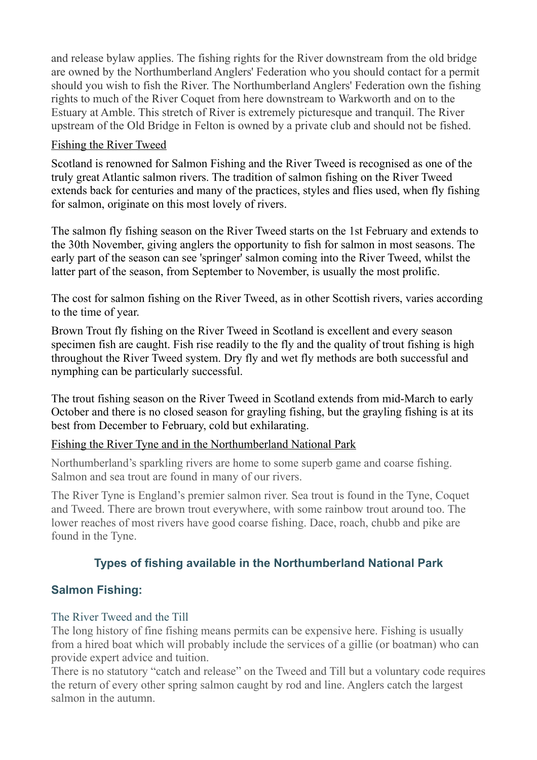and release bylaw applies. The fishing rights for the River downstream from the old bridge are owned by the Northumberland Anglers' Federation who you should contact for a permit should you wish to fish the River. The Northumberland Anglers' Federation own the fishing rights to much of the River Coquet from here downstream to Warkworth and on to the Estuary at Amble. This stretch of River is extremely picturesque and tranquil. The River upstream of the Old Bridge in Felton is owned by a private club and should not be fished.

Fishing the River Tweed

Scotland is renowned for Salmon Fishing and the River Tweed is recognised as one of the truly great Atlantic salmon rivers. The tradition of salmon fishing on the River Tweed extends back for centuries and many of the practices, styles and flies used, when fly fishing for salmon, originate on this most lovely of rivers.

The salmon fly fishing season on the River Tweed starts on the 1st February and extends to the 30th November, giving anglers the opportunity to fish for salmon in most seasons. The early part of the season can see 'springer' salmon coming into the River Tweed, whilst the latter part of the season, from September to November, is usually the most prolific.

The cost for salmon fishing on the River Tweed, as in other Scottish rivers, varies according to the time of year.

Brown Trout fly fishing on the River Tweed in Scotland is excellent and every season specimen fish are caught. Fish rise readily to the fly and the quality of trout fishing is high throughout the River Tweed system. Dry fly and wet fly methods are both successful and nymphing can be particularly successful.

The trout fishing season on the River Tweed in Scotland extends from mid-March to early October and there is no closed season for grayling fishing, but the grayling fishing is at its best from December to February, cold but exhilarating.

Fishing the River Tyne and in the Northumberland National Park

Northumberland's sparkling rivers are home to some superb game and coarse fishing. Salmon and sea trout are found in many of our rivers.

The River Tyne is England's premier salmon river. Sea trout is found in the Tyne, Coquet and Tweed. There are brown trout everywhere, with some rainbow trout around too. The lower reaches of most rivers have good coarse fishing. Dace, roach, chubb and pike are found in the Tyne.

## Types of fishing available in the Northumberland National Park

### Salmon Fishing:

The River Tweed and the Till

The long history of fine fishing means permits can be expensive here. Fishing is usually from a hired boat which will probably include the services of a gillie (or boatman) who can provide expert advice and tuition.

There is no statutory "catch and release" on the Tweed and Till but a voluntary code requires the return of every other spring salmon caught by rod and line. Anglers catch the largest salmon in the autumn.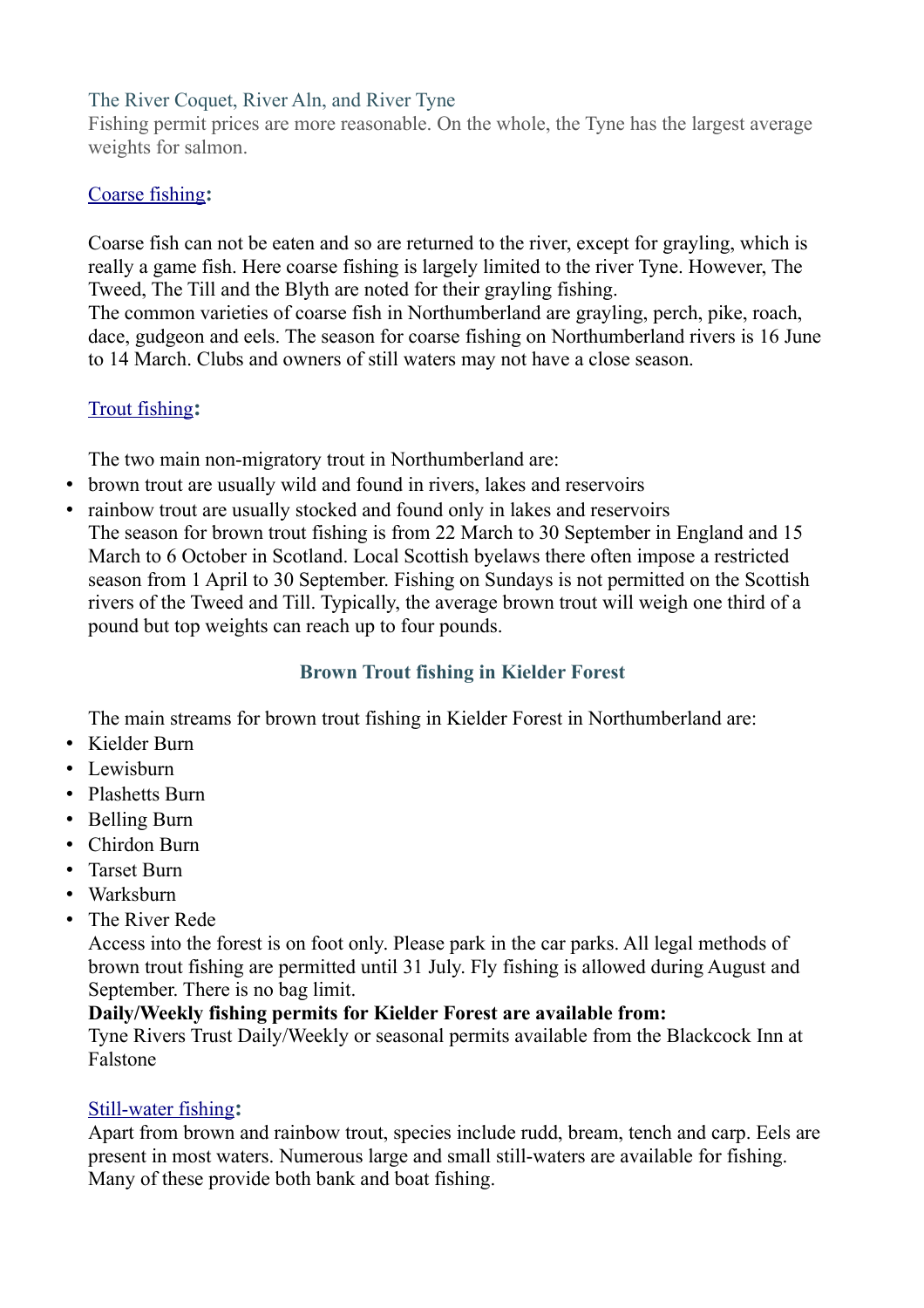The River Coquet, River Aln, and River Tyne

Fishing permit prices are more reasonable. On the whole, the Tyne has the largest average weights for salmon.

## Coarse fishing:

Coarse fish can not be eaten and so are returned to the river, except for grayling, which is really a game fish. Here coarse fishing is largely limited to the river Tyne. However, The Tweed, The Till and the Blyth are noted for their grayling fishing.

The common varieties of coarse fish in Northumberland are grayling, perch, pike, roach, dace, gudgeon and eels. The season for coarse fishing on Northumberland rivers is 16 June to 14 March. Clubs and owners of still waters may not have a close season.

## Trout fishing:

The two main non-migratory trout in Northumberland are:

- brown trout are usually wild and found in rivers, lakes and reservoirs
- rainbow trout are usually stocked and found only in lakes and reservoirs

The season for brown trout fishing is from 22 March to 30 September in England and 15 March to 6 October in Scotland. Local Scottish byelaws there often impose a restricted season from 1 April to 30 September. Fishing on Sundays is not permitted on the Scottish rivers of the Tweed and Till. Typically, the average brown trout will weigh one third of a pound but top weights can reach up to four pounds.

### Brown Trout fishing in Kielder Forest

The main streams for brown trout fishing in Kielder Forest in Northumberland are:

- Kielder Burn
- Lewisburn
- Plashetts Burn
- Belling Burn
- Chirdon Burn
- Tarset Burn
- Warksburn
- The River Rede

Access into the forest is on foot only. Please park in the car parks. All legal methods of brown trout fishing are permitted until 31 July. Fly fishing is allowed during August and September. There is no bag limit.

**Daily/Weekly fishing permits for Kielder Forest are available from:**

Tyne Rivers Trust Daily/Weekly or seasonal permits available from the Blackcock Inn at Falstone

## Still-water fishing:

Apart from brown and rainbow trout, species include rudd, bream, tench and carp. Eels are present in most waters. Numerous large and small still-waters are available for fishing. Many of these provide both bank and boat fishing.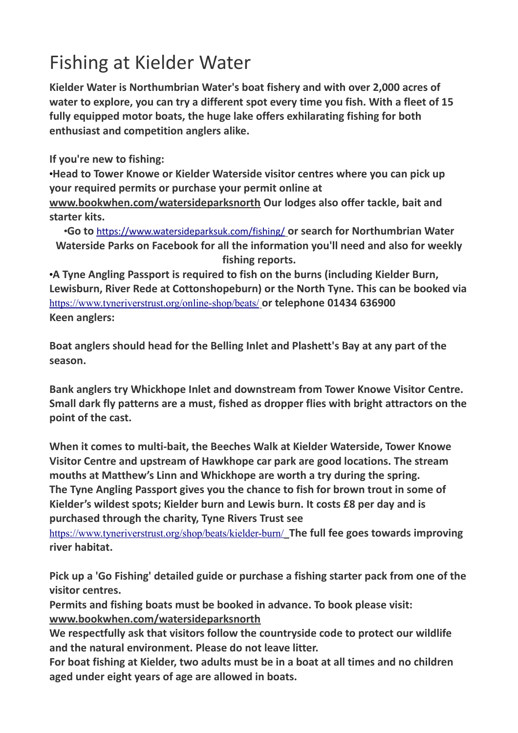# Fishing at Kielder Water

**Kielder Water is Northumbrian Water's boat fishery and with over 2,000 acres of water to explore, you can try a different spot every time you fish. With a fleet of 15 fully equipped motor boats, the huge lake offers exhilarating fishing for both enthusiast and competition anglers alike.**

**If you're new to fishing:**

- **Head to Tower Knowe or Kielder Waterside visitor centres where you can pick up your required permits or purchase your permit online at [www.bookwhen.com/watersideparksnorth](www.bookwhen.com/watersideparksnorth) Our lodges also offer tackle, bait and starter kits.**
- **Go to [https://www.watersideparksuk.com/fishing/](https://www.watersideparksuk.com/fishing/) or search for Northumbrian Water Waterside Parks on Facebook for all the information you'll need and also for weekly fishing reports.**
- **A Tyne Angling Passport is required to fish on the burns (including Kielder Burn, Lewisburn, River Rede at Cottonshopeburn) or the North Tyne. This can be booked via [https://www.tyneriverstrust.org/online-shop/beats/](https://www.tyneriverstrust.org/online-shop/beats/) or telephone 01434 636900**

**Keen anglers:**

**Boat anglers should head for the Belling Inlet and Plashett's Bay at any part of the season.**

**Bank anglers try Whickhope Inlet and downstream from Tower Knowe Visitor Centre. Small dark fly patterns are a must, fished as dropper flies with bright attractors on the point of the cast.**

**When it comes to multi-bait, the Beeches Walk at Kielder Waterside, Tower Knowe Visitor Centre and upstream of Hawkhope car park are good locations. The stream mouths at Matthew's Linn and Whickhope are worth a try during the spring.**
**The Tyne Angling Passport gives you the chance to fish for brown trout in some of Kielder's wildest spots; Kielder burn and Lewis burn. It costs £8 per day and is purchased through the charity, Tyne Rivers Trust see [https://www.tyneriverstrust.org/shop/beats/kielder-burn/](https://www.tyneriverstrust.org/shop/beats/kielder-burn/) The full fee goes towards improving river habitat.**

**Pick up a 'Go Fishing' detailed guide or purchase a fishing starter pack from one of the visitor centres.**
**Permits and fishing boats must be booked in advance. To book please visit: [www.bookwhen.com/watersideparksnorth](www.bookwhen.com/watersideparksnorth)**
**We respectfully ask that visitors follow the countryside code to protect our wildlife and the natural environment. Please do not leave litter.**
**For boat fishing at Kielder, two adults must be in a boat at all times and no children aged under eight years of age are allowed in boats.**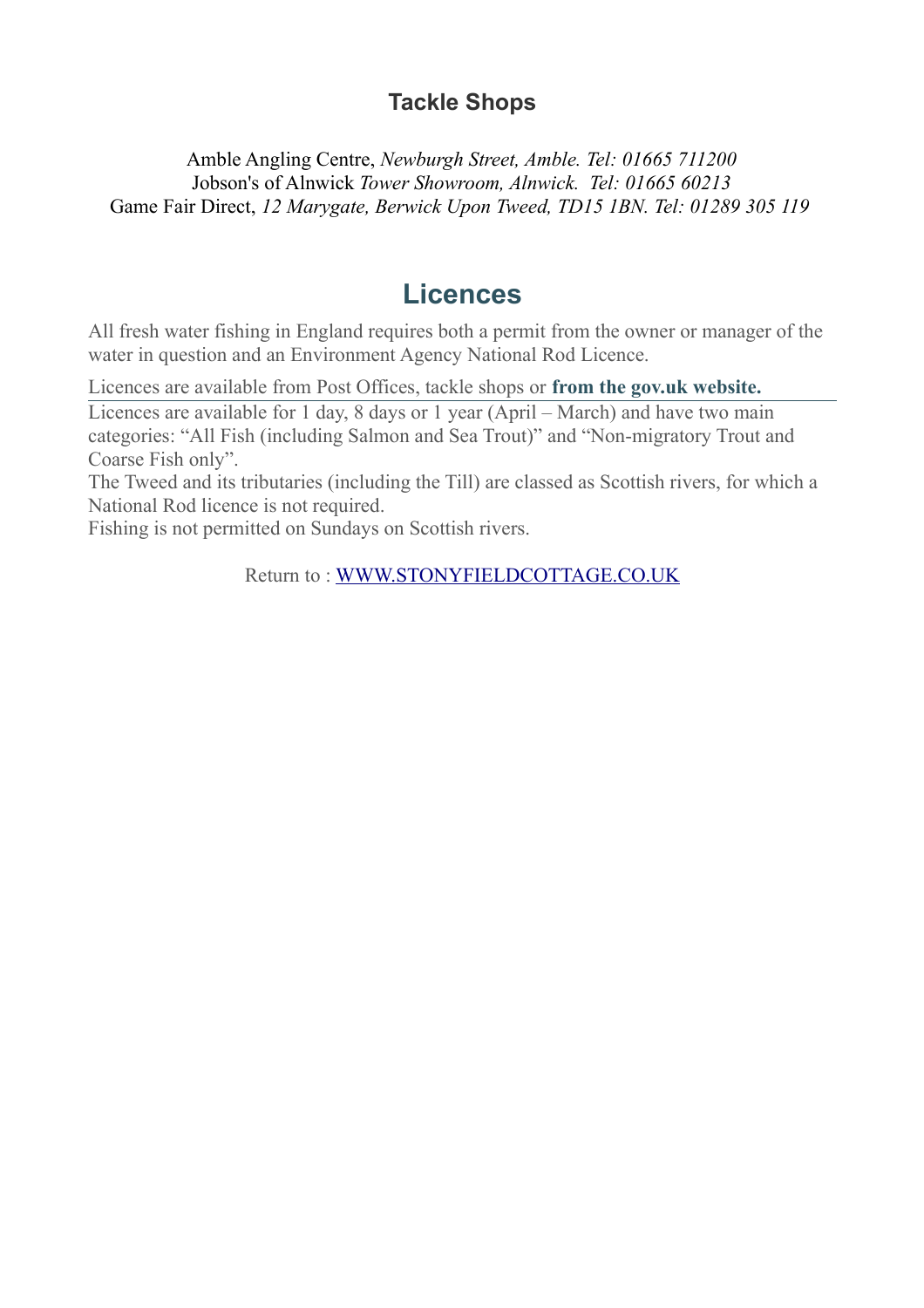## Tackle Shops

Amble Angling Centre, *Newburgh Street, Amble. Tel: 01665 711200*
Jobson's of Alnwick *Tower Showroom, Alnwick. Tel: 01665 60213*
Game Fair Direct, *12 Marygate, Berwick Upon Tweed, TD15 1BN. Tel: 01289 305 119*

# Licences

All fresh water fishing in England requires both a permit from the owner or manager of the water in question and an Environment Agency National Rod Licence.

Licences are available from Post Offices, tackle shops or **from the gov.uk website.**

Licences are available for 1 day, 8 days or 1 year (April – March) and have two main categories: "All Fish (including Salmon and Sea Trout)" and "Non-migratory Trout and Coarse Fish only".
The Tweed and its tributaries (including the Till) are classed as Scottish rivers, for which a National Rod licence is not required.
Fishing is not permitted on Sundays on Scottish rivers.

Return to : WWW.STONYFIELDCOTTAGE.CO.UK